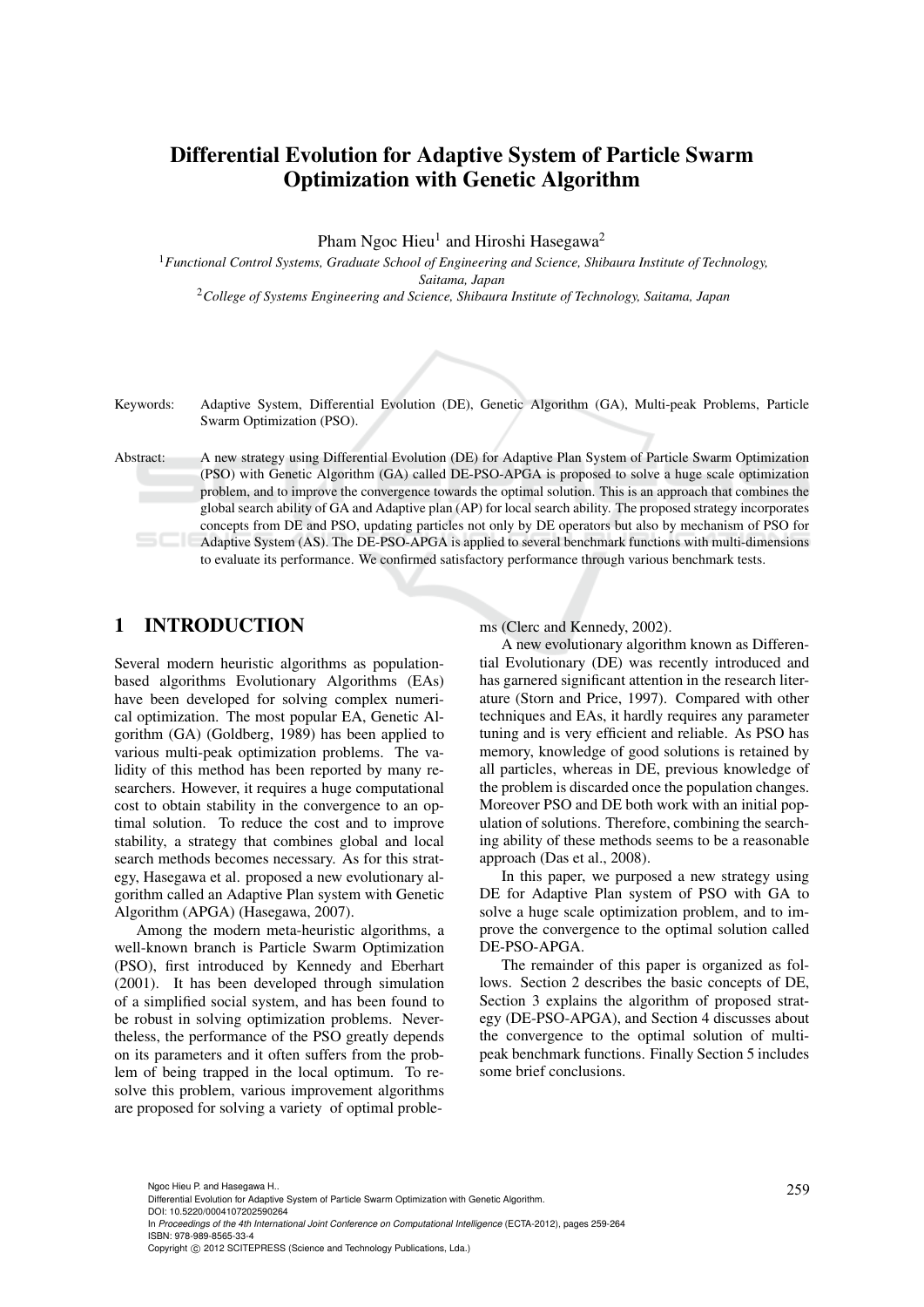# Differential Evolution for Adaptive System of Particle Swarm Optimization with Genetic Algorithm

Pham Ngoc Hieu[1] and Hiroshi Hasegawa[2]

[1] *Functional Control Systems, Graduate School of Engineering and Science, Shibaura Institute of Technology, Saitama, Japan*

[2] *College of Systems Engineering and Science, Shibaura Institute of Technology, Saitama, Japan*

Keywords: Adaptive System, Differential Evolution (DE), Genetic Algorithm (GA), Multi-peak Problems, Particle Swarm Optimization (PSO).

Abstract: A new strategy using Differential Evolution (DE) for Adaptive Plan System of Particle Swarm Optimization (PSO) with Genetic Algorithm (GA) called DE-PSO-APGA is proposed to solve a huge scale optimization problem, and to improve the convergence towards the optimal solution. This is an approach that combines the global search ability of GA and Adaptive plan (AP) for local search ability. The proposed strategy incorporates concepts from DE and PSO, updating particles not only by DE operators but also by mechanism of PSO for Adaptive System (AS). The DE-PSO-APGA is applied to several benchmark functions with multi-dimensions to evaluate its performance. We confirmed satisfactory performance through various benchmark tests.

## 1 INTRODUCTION

Several modern heuristic algorithms as population-based algorithms Evolutionary Algorithms (EAs) have been developed for solving complex numerical optimization. The most popular EA, Genetic Algorithm (GA) (Goldberg, 1989) has been applied to various multi-peak optimization problems. The validity of this method has been reported by many researchers. However, it requires a huge computational cost to obtain stability in the convergence to an optimal solution. To reduce the cost and to improve stability, a strategy that combines global and local search methods becomes necessary. As for this strategy, Hasegawa et al. proposed a new evolutionary algorithm called an Adaptive Plan system with Genetic Algorithm (APGA) (Hasegawa, 2007).

Among the modern meta-heuristic algorithms, a well-known branch is Particle Swarm Optimization (PSO), first introduced by Kennedy and Eberhart (2001). It has been developed through simulation of a simplified social system, and has been found to be robust in solving optimization problems. Nevertheless, the performance of the PSO greatly depends on its parameters and it often suffers from the problem of being trapped in the local optimum. To resolve this problem, various improvement algorithms are proposed for solving a variety of optimal problems (Clerc and Kennedy, 2002).

A new evolutionary algorithm known as Differential Evolutionary (DE) was recently introduced and has garnered significant attention in the research literature (Storn and Price, 1997). Compared with other techniques and EAs, it hardly requires any parameter tuning and is very efficient and reliable. As PSO has memory, knowledge of good solutions is retained by all particles, whereas in DE, previous knowledge of the problem is discarded once the population changes. Moreover PSO and DE both work with an initial population of solutions. Therefore, combining the searching ability of these methods seems to be a reasonable approach (Das et al., 2008).

In this paper, we purposed a new strategy using DE for Adaptive Plan system of PSO with GA to solve a huge scale optimization problem, and to improve the convergence to the optimal solution called DE-PSO-APGA.

The remainder of this paper is organized as follows. Section 2 describes the basic concepts of DE, Section 3 explains the algorithm of proposed strategy (DE-PSO-APGA), and Section 4 discusses about the convergence to the optimal solution of multi-peak benchmark functions. Finally Section 5 includes some brief conclusions.

Ngoc Hieu P. and Hasegawa H..
Differential Evolution for Adaptive System of Particle Swarm Optimization with Genetic Algorithm.
DOI: 10.5220/0004107202590264
In *Proceedings of the 4th International Joint Conference on Computational Intelligence* (ECTA-2012), pages 259-264
ISBN: 978-989-8565-33-4
Copyright © 2012 SCITEPRESS (Science and Technology Publications, Lda.)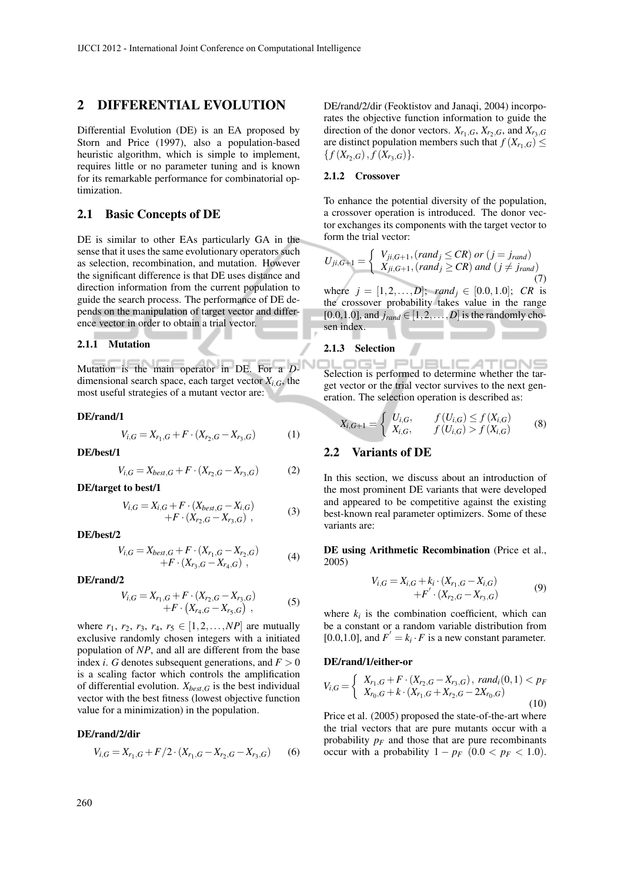## 2 DIFFERENTIAL EVOLUTION

Differential Evolution (DE) is an EA proposed by Storn and Price (1997), also a population-based heuristic algorithm, which is simple to implement, requires little or no parameter tuning and is known for its remarkable performance for combinatorial optimization.

### 2.1 Basic Concepts of DE

DE is similar to other EAs particularly GA in the sense that it uses the same evolutionary operators such as selection, recombination, and mutation. However the significant difference is that DE uses distance and direction information from the current population to guide the search process. The performance of DE depends on the manipulation of target vector and difference vector in order to obtain a trial vector.

#### 2.1.1 Mutation

Mutation is the main operator in DE. For a $D$-dimensional search space, each target vector $X_{i,G}$, the most useful strategies of a mutant vector are:

**DE/rand/1**

$$V_{i,G} = X_{r_1,G} + F \cdot (X_{r_2,G} - X_{r_3,G}) \tag{1}$$

**DE/best/1**

$$V_{i,G} = X_{best,G} + F \cdot (X_{r_2,G} - X_{r_3,G}) \tag{2}$$

**DE/target to best/1**

$$\begin{aligned} V_{i,G} = X_{i,G} &+ F \cdot (X_{best,G} - X_{i,G}) \\ &+ F \cdot (X_{r_2,G} - X_{r_3,G}) \ , \end{aligned} \tag{3}$$

**DE/best/2**

$$\begin{aligned} V_{i,G} = X_{best,G} &+ F \cdot (X_{r_1,G} - X_{r_2,G}) \\ &+ F \cdot (X_{r_3,G} - X_{r_4,G}) \ , \end{aligned} \tag{4}$$

**DE/rand/2**

$$\begin{aligned} V_{i,G} = X_{r_1,G} &+ F \cdot (X_{r_2,G} - X_{r_3,G}) \\ &+ F \cdot \left(X_{r_4,G} - X_{r_5,G}\right) \ , \end{aligned} \tag{5}$$

where $r_1$, $r_2$, $r_3$, $r_4$, $r_5 \in [1, 2, \ldots, NP]$ are mutually exclusive randomly chosen integers with a initiated population of $NP$, and all are different from the base index $i$. $G$ denotes subsequent generations, and $F > 0$ is a scaling factor which controls the amplification of differential evolution. $X_{best,G}$ is the best individual vector with the best fitness (lowest objective function value for a minimization) in the population.

**DE/rand/2/dir**

$$V_{i,G} = X_{r_1,G} + F/2 \cdot (X_{r_1,G} - X_{r_2,G} - X_{r_3,G}) \tag{6}$$

DE/rand/2/dir (Feoktistov and Janaqi, 2004) incorporates the objective function information to guide the direction of the donor vectors. $X_{r_1,G}$, $X_{r_2,G}$, and $X_{r_3,G}$ are distinct population members such that $f(X_{r_1,G}) \leq \{f(X_{r_2,G}), f(X_{r_3,G})\}$.

#### 2.1.2 Crossover

To enhance the potential diversity of the population, a crossover operation is introduced. The donor vector exchanges its components with the target vector to form the trial vector:

$$U_{ji,G+1} = \begin{cases} V_{ji,G+1}, (rand_j \leq CR) \ or \ (j = j_{rand}) \\ X_{ji,G+1}, (rand_j \geq CR) \ and \ (j \neq j_{rand}) \end{cases} \tag{7}$$

where $j = [1, 2, \ldots, D]$; $rand_j \in [0.0, 1.0]$; $CR$ is the crossover probability takes value in the range [0.0,1.0], and $j_{rand} \in [1, 2, \ldots, D]$ is the randomly chosen index.

#### 2.1.3 Selection

Selection is performed to determine whether the target vector or the trial vector survives to the next generation. The selection operation is described as:

$$X_{i,G+1} = \begin{cases} U_{i,G}, & f(U_{i,G}) \leq f(X_{i,G}) \\ X_{i,G}, & f(U_{i,G}) > f(X_{i,G}) \end{cases} \tag{8}$$

### 2.2 Variants of DE

In this section, we discuss about an introduction of the most prominent DE variants that were developed and appeared to be competitive against the existing best-known real parameter optimizers. Some of these variants are:

**DE using Arithmetic Recombination** (Price et al., 2005)

$$\begin{aligned} V_{i,G} = X_{i,G} &+ k_i \cdot (X_{r_1,G} - X_{i,G}) \\ &+ F' \cdot (X_{r_2,G} - X_{r_3,G}) \end{aligned} \tag{9}$$

where $k_i$ is the combination coefficient, which can be a constant or a random variable distribution from [0.0,1.0], and $F' = k_i \cdot F$ is a new constant parameter.

**DE/rand/1/either-or**

$$V_{i,G} = \begin{cases} X_{r_1,G} + F \cdot (X_{r_2,G} - X_{r_3,G}), \ rand_i(0,1) < p_F \\ X_{r_0,G} + k \cdot (X_{r_1,G} + X_{r_2,G} - 2X_{r_0,G}) \end{cases} \tag{10}$$

Price et al. (2005) proposed the state-of-the-art where the trial vectors that are pure mutants occur with a probability $p_F$ and those that are pure recombinants occur with a probability $1 - p_F$ $(0.0 < p_F < 1.0)$.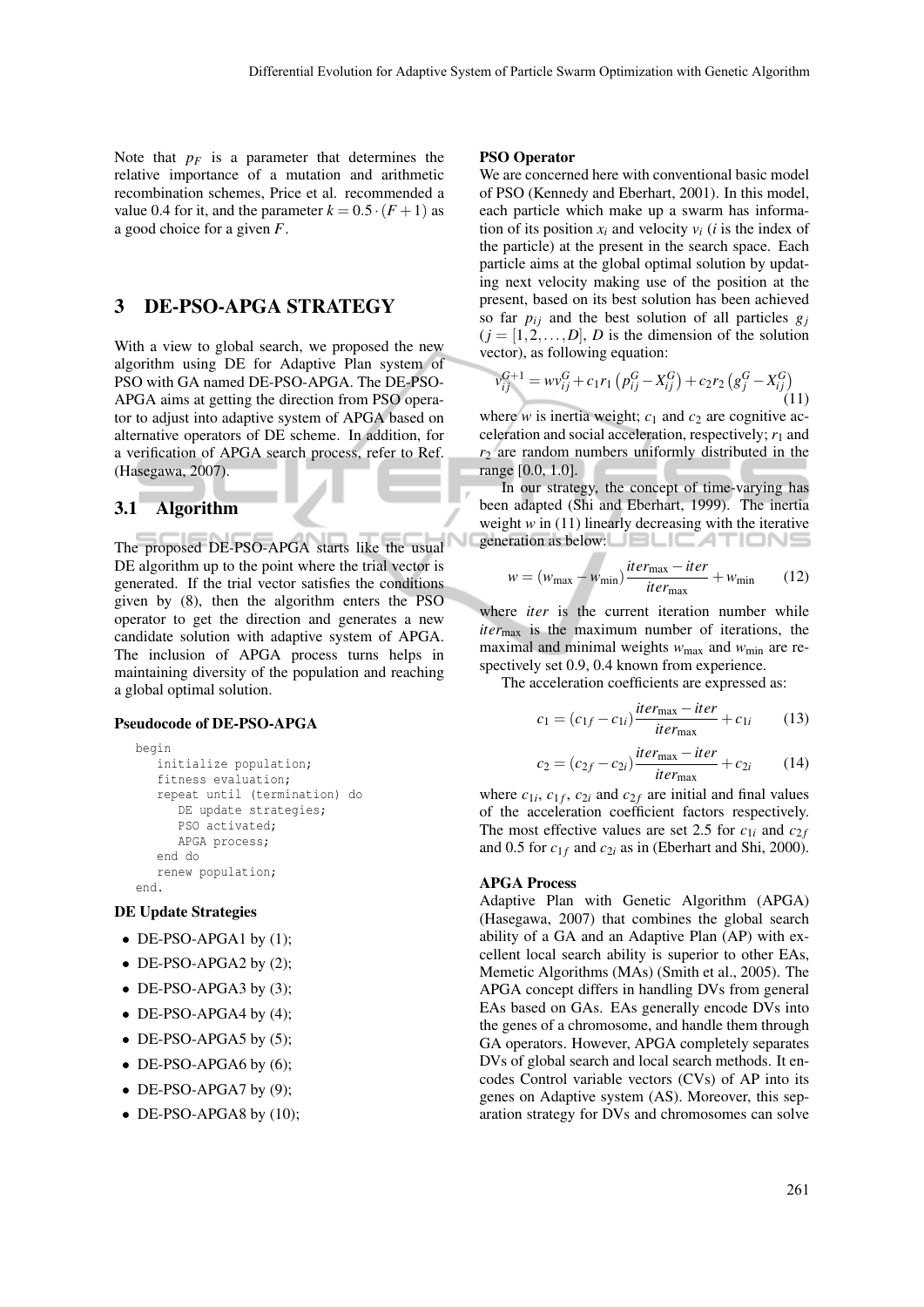Note that $p_F$ is a parameter that determines the relative importance of a mutation and arithmetic recombination schemes, Price et al. recommended a value 0.4 for it, and the parameter $k = 0.5 \cdot (F+1)$ as a good choice for a given $F$.

## 3 DE-PSO-APGA STRATEGY

With a view to global search, we proposed the new algorithm using DE for Adaptive Plan system of PSO with GA named DE-PSO-APGA. The DE-PSO-APGA aims at getting the direction from PSO operator to adjust into adaptive system of APGA based on alternative operators of DE scheme. In addition, for a verification of APGA search process, refer to Ref. (Hasegawa, 2007).

### 3.1 Algorithm

The proposed DE-PSO-APGA starts like the usual DE algorithm up to the point where the trial vector is generated. If the trial vector satisfies the conditions given by (8), then the algorithm enters the PSO operator to get the direction and generates a new candidate solution with adaptive system of APGA. The inclusion of APGA process turns helps in maintaining diversity of the population and reaching a global optimal solution.

**Pseudocode of DE-PSO-APGA**

```
begin
   initialize population;
   fitness evaluation;
   repeat until (termination) do
      DE update strategies;
      PSO activated;
      APGA process;
   end do
   renew population;
end.
```

**DE Update Strategies**

- DE-PSO-APGA1 by (1);
- DE-PSO-APGA2 by (2);
- DE-PSO-APGA3 by (3);
- DE-PSO-APGA4 by (4);
- DE-PSO-APGA5 by (5);
- DE-PSO-APGA6 by (6);
- DE-PSO-APGA7 by (9);
- DE-PSO-APGA8 by (10);

**PSO Operator**

We are concerned here with conventional basic model of PSO (Kennedy and Eberhart, 2001). In this model, each particle which make up a swarm has information of its position $x_i$ and velocity $v_i$ ($i$ is the index of the particle) at the present in the search space. Each particle aims at the global optimal solution by updating next velocity making use of the position at the present, based on its best solution has been achieved so far $p_{ij}$ and the best solution of all particles $g_j$ ($j = [1, 2, \ldots, D]$, $D$ is the dimension of the solution vector), as following equation:

$$v_{ij}^{G+1} = wv_{ij}^{G} + c_1 r_1 \left(p_{ij}^{G} - X_{ij}^{G}\right) + c_2 r_2 \left(g_j^{G} - X_{ij}^{G}\right) \quad (11)$$

where $w$ is inertia weight; $c_1$ and $c_2$ are cognitive acceleration and social acceleration, respectively; $r_1$ and $r_2$ are random numbers uniformly distributed in the range [0.0, 1.0].

In our strategy, the concept of time-varying has been adapted (Shi and Eberhart, 1999). The inertia weight $w$ in (11) linearly decreasing with the iterative generation as below:

$$w = (w_{\max} - w_{\min}) \frac{iter_{\max} - iter}{iter_{\max}} + w_{\min} \quad (12)$$

where $iter$ is the current iteration number while $iter_{\max}$ is the maximum number of iterations, the maximal and minimal weights $w_{\max}$ and $w_{\min}$ are respectively set 0.9, 0.4 known from experience.

The acceleration coefficients are expressed as:

$$c_1 = (c_{1f} - c_{1i}) \frac{iter_{\max} - iter}{iter_{\max}} + c_{1i} \quad (13)$$

$$c_2 = (c_{2f} - c_{2i}) \frac{iter_{\max} - iter}{iter_{\max}} + c_{2i} \quad (14)$$

where $c_{1i}$, $c_{1f}$, $c_{2i}$ and $c_{2f}$ are initial and final values of the acceleration coefficient factors respectively. The most effective values are set 2.5 for $c_{1i}$ and $c_{2f}$ and 0.5 for $c_{1f}$ and $c_{2i}$ as in (Eberhart and Shi, 2000).

**APGA Process**

Adaptive Plan with Genetic Algorithm (APGA) (Hasegawa, 2007) that combines the global search ability of a GA and an Adaptive Plan (AP) with excellent local search ability is superior to other EAs, Memetic Algorithms (MAs) (Smith et al., 2005). The APGA concept differs in handling DVs from general EAs based on GAs. EAs generally encode DVs into the genes of a chromosome, and handle them through GA operators. However, APGA completely separates DVs of global search and local search methods. It encodes Control variable vectors (CVs) of AP into its genes on Adaptive system (AS). Moreover, this separation strategy for DVs and chromosomes can solve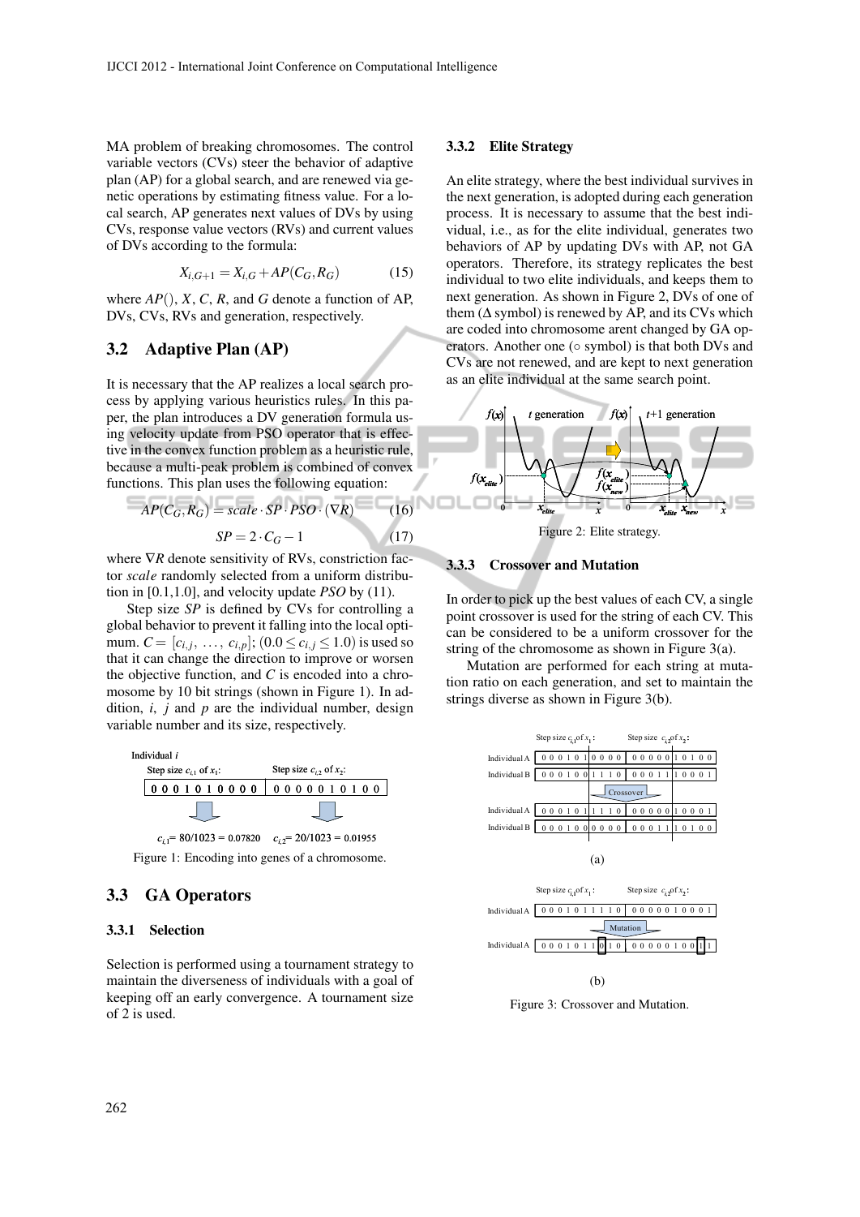MA problem of breaking chromosomes. The control variable vectors (CVs) steer the behavior of adaptive plan (AP) for a global search, and are renewed via genetic operations by estimating fitness value. For a local search, AP generates next values of DVs by using CVs, response value vectors (RVs) and current values of DVs according to the formula:

$$X_{i,G+1} = X_{i,G} + AP(C_G, R_G) \tag{15}$$

where $AP()$, $X$, $C$, $R$, and $G$ denote a function of AP, DVs, CVs, RVs and generation, respectively.

## 3.2 Adaptive Plan (AP)

It is necessary that the AP realizes a local search process by applying various heuristics rules. In this paper, the plan introduces a DV generation formula using velocity update from PSO operator that is effective in the convex function problem as a heuristic rule, because a multi-peak problem is combined of convex functions. This plan uses the following equation:

$$AP(C_G, R_G) = scale \cdot SP \cdot PSO \cdot (\nabla R) \tag{16}$$

$$SP = 2 \cdot C_G - 1 \tag{17}$$

where $\nabla R$ denote sensitivity of RVs, constriction factor *scale* randomly selected from a uniform distribution in [0.1,1.0], and velocity update *PSO* by (11).

Step size *SP* is defined by CVs for controlling a global behavior to prevent it falling into the local optimum. $C = [c_{i,j}, \ldots, c_{i,p}]$; $(0.0 \leq c_{i,j} \leq 1.0)$ is used so that it can change the direction to improve or worsen the objective function, and $C$ is encoded into a chromosome by 10 bit strings (shown in Figure 1). In addition, $i$, $j$ and $p$ are the individual number, design variable number and its size, respectively.

Individual $i$

| Step size $c_{i,1}$ of $x_1$: | Step size $c_{i,2}$ of $x_2$: |
|---|---|
| 0 0 0 1 0 1 0 0 0 0 | 0 0 0 0 0 1 0 1 0 0 |
| $c_{i,1}$= 80/1023 = 0.07820 | $c_{i,2}$= 20/1023 = 0.01955 |

Figure 1: Encoding into genes of a chromosome.

## 3.3 GA Operators

### 3.3.1 Selection

Selection is performed using a tournament strategy to maintain the diverseness of individuals with a goal of keeping off an early convergence. A tournament size of 2 is used.

### 3.3.2 Elite Strategy

An elite strategy, where the best individual survives in the next generation, is adopted during each generation process. It is necessary to assume that the best individual, i.e., as for the elite individual, generates two behaviors of AP by updating DVs with AP, not GA operators. Therefore, its strategy replicates the best individual to two elite individuals, and keeps them to next generation. As shown in Figure 2, DVs of one of them (Δ symbol) is renewed by AP, and its CVs which are coded into chromosome arent changed by GA operators. Another one (○ symbol) is that both DVs and CVs are not renewed, and are kept to next generation as an elite individual at the same search point.

Figure 2: Elite strategy.

### 3.3.3 Crossover and Mutation

In order to pick up the best values of each CV, a single point crossover is used for the string of each CV. This can be considered to be a uniform crossover for the string of the chromosome as shown in Figure 3(a).

Mutation are performed for each string at mutation ratio on each generation, and set to maintain the strings diverse as shown in Figure 3(b).

(a)

| | Step size $c_{i,1}$ of $x_1$: | Step size $c_{i,2}$ of $x_2$: |
|---|---|---|
| Individual A | 0 0 0 1 0 1 0 0 0 0 | 0 0 0 0 0 1 0 1 0 0 |
| Individual B | 0 0 0 1 0 0 1 1 1 0 | 0 0 0 1 1 1 0 0 0 1 |
| Crossover | | |
| Individual A | 0 0 0 1 0 1 1 1 1 0 | 0 0 0 0 0 1 0 0 0 1 |
| Individual B | 0 0 0 1 0 0 0 0 0 0 | 0 0 0 1 1 1 0 1 0 0 |

(b)

| | Step size $c_{i,1}$ of $x_1$: | Step size $c_{i,2}$ of $x_2$: |
|---|---|---|
| Individual A | 0 0 0 1 0 1 1 1 1 0 | 0 0 0 0 0 1 0 0 0 1 |
| Mutation | | |
| Individual A | 0 0 0 1 0 1 1 0 1 0 | 0 0 0 0 0 1 0 0 1 1 |

Figure 3: Crossover and Mutation.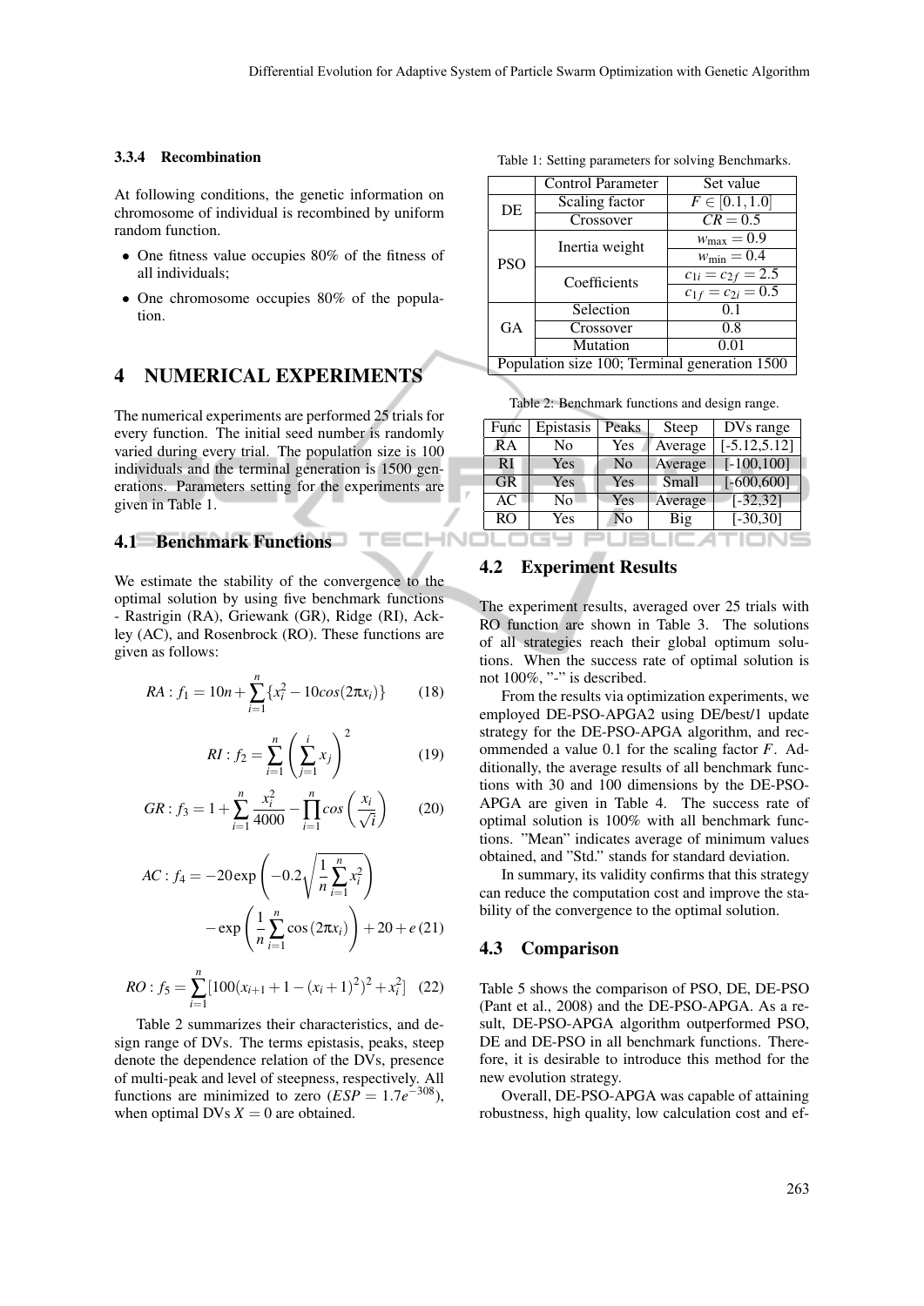#### 3.3.4 Recombination

At following conditions, the genetic information on chromosome of individual is recombined by uniform random function.

- One fitness value occupies 80% of the fitness of all individuals;
- One chromosome occupies 80% of the population.

## 4 NUMERICAL EXPERIMENTS

The numerical experiments are performed 25 trials for every function. The initial seed number is randomly varied during every trial. The population size is 100 individuals and the terminal generation is 1500 generations. Parameters setting for the experiments are given in Table 1.

### 4.1 Benchmark Functions

We estimate the stability of the convergence to the optimal solution by using five benchmark functions - Rastrigin (RA), Griewank (GR), Ridge (RI), Ackley (AC), and Rosenbrock (RO). These functions are given as follows:

$$RA : f_1 = 10n + \sum_{i=1}^{n} \{x_i^2 - 10cos(2\pi x_i)\} \tag{18}$$

$$RI : f_2 = \sum_{i=1}^{n} \left( \sum_{j=1}^{i} x_j \right)^2 \tag{19}$$

$$GR : f_3 = 1 + \sum_{i=1}^{n} \frac{x_i^2}{4000} - \prod_{i=1}^{n} cos\left(\frac{x_i}{\sqrt{i}}\right) \tag{20}$$

$$AC : f_4 = -20\exp\left(-0.2\sqrt{\frac{1}{n}\sum_{i=1}^{n} x_i^2}\right) - \exp\left(\frac{1}{n}\sum_{i=1}^{n}\cos(2\pi x_i)\right) + 20 + e \tag{21}$$

$$RO : f_5 = \sum_{i=1}^{n} [100(x_{i+1} + 1 - (x_i+1)^2)^2 + x_i^2] \tag{22}$$

Table 2 summarizes their characteristics, and design range of DVs. The terms epistasis, peaks, steep denote the dependence relation of the DVs, presence of multi-peak and level of steepness, respectively. All functions are minimized to zero ($ESP = 1.7e^{-308}$), when optimal DVs $X = 0$ are obtained.

Table 1: Setting parameters for solving Benchmarks.

| | Control Parameter | Set value |
|---|---|---|
| DE | Scaling factor | $F \in [0.1, 1.0]$ |
| | Crossover | $CR = 0.5$ |
| PSO | Inertia weight | $w_{\max} = 0.9$ |
| | | $w_{\min} = 0.4$ |
| | Coefficients | $c_{1i} = c_{2f} = 2.5$ |
| | | $c_{1f} = c_{2i} = 0.5$ |
| GA | Selection | 0.1 |
| | Crossover | 0.8 |
| | Mutation | 0.01 |
| Population size 100; Terminal generation 1500 | | |

Table 2: Benchmark functions and design range.

| Func | Epistasis | Peaks | Steep | DVs range |
|---|---|---|---|---|
| RA | No | Yes | Average | [-5.12,5.12] |
| RI | Yes | No | Average | [-100,100] |
| GR | Yes | Yes | Small | [-600,600] |
| AC | No | Yes | Average | [-32,32] |
| RO | Yes | No | Big | [-30,30] |

### 4.2 Experiment Results

The experiment results, averaged over 25 trials with RO function are shown in Table 3. The solutions of all strategies reach their global optimum solutions. When the success rate of optimal solution is not 100%, "-" is described.

From the results via optimization experiments, we employed DE-PSO-APGA2 using DE/best/1 update strategy for the DE-PSO-APGA algorithm, and recommended a value 0.1 for the scaling factor $F$. Additionally, the average results of all benchmark functions with 30 and 100 dimensions by the DE-PSO-APGA are given in Table 4. The success rate of optimal solution is 100% with all benchmark functions. "Mean" indicates average of minimum values obtained, and "Std." stands for standard deviation.

In summary, its validity confirms that this strategy can reduce the computation cost and improve the stability of the convergence to the optimal solution.

### 4.3 Comparison

Table 5 shows the comparison of PSO, DE, DE-PSO (Pant et al., 2008) and the DE-PSO-APGA. As a result, DE-PSO-APGA algorithm outperformed PSO, DE and DE-PSO in all benchmark functions. Therefore, it is desirable to introduce this method for the new evolution strategy.

Overall, DE-PSO-APGA was capable of attaining robustness, high quality, low calculation cost and ef-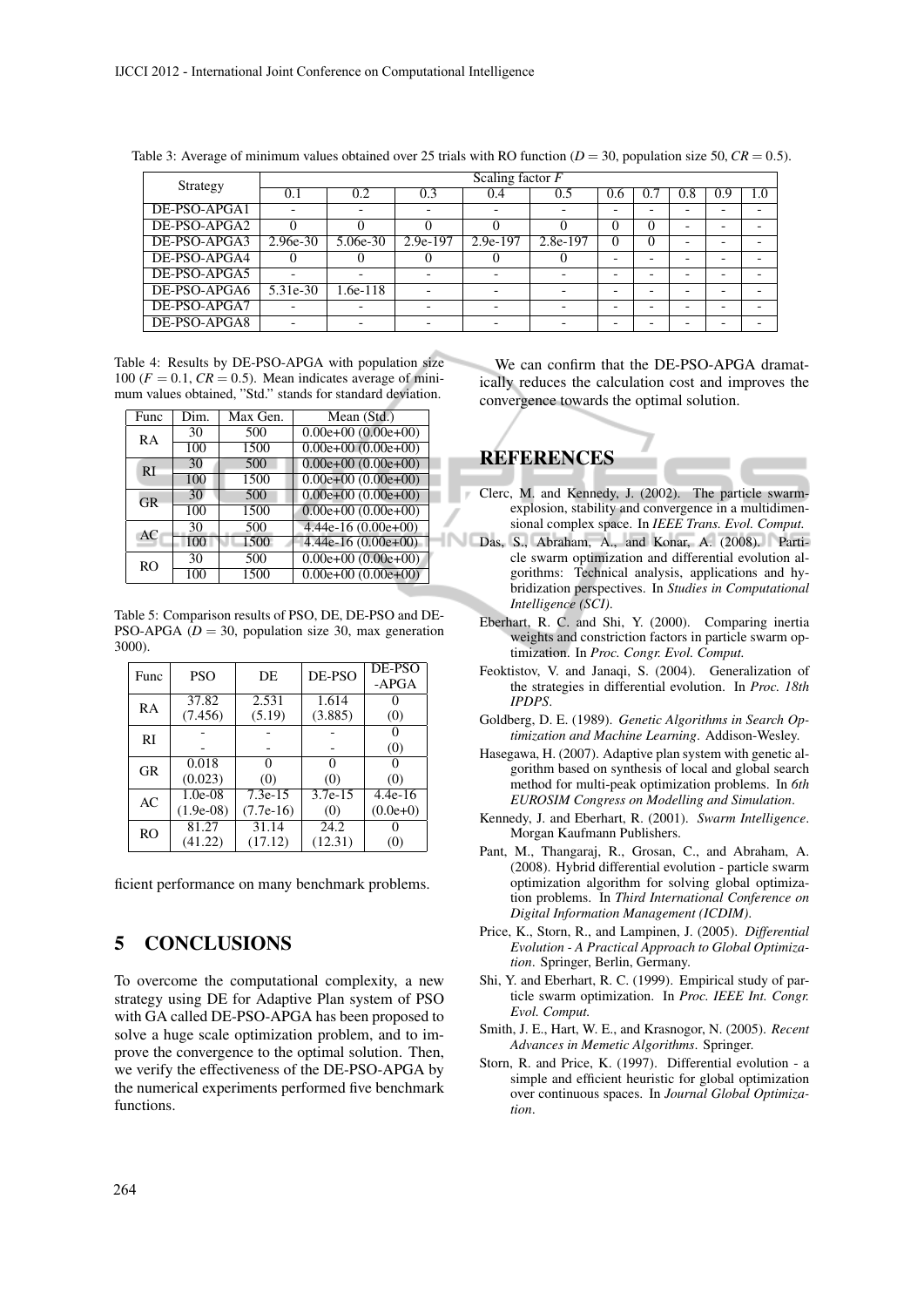Table 3: Average of minimum values obtained over 25 trials with RO function ($D = 30$, population size 50, $CR = 0.5$).

| Strategy | Scaling factor $F$ | | | | | | | | | |
|---|---|---|---|---|---|---|---|---|---|---|
| | 0.1 | 0.2 | 0.3 | 0.4 | 0.5 | 0.6 | 0.7 | 0.8 | 0.9 | 1.0 |
| DE-PSO-APGA1 | - | - | - | - | - | - | - | - | - | - |
| DE-PSO-APGA2 | 0 | 0 | 0 | 0 | 0 | 0 | 0 | - | - | - |
| DE-PSO-APGA3 | 2.96e-30 | 5.06e-30 | 2.9e-197 | 2.9e-197 | 2.8e-197 | 0 | 0 | - | - | - |
| DE-PSO-APGA4 | 0 | 0 | 0 | 0 | 0 | - | - | - | - | - |
| DE-PSO-APGA5 | - | - | - | - | - | - | - | - | - | - |
| DE-PSO-APGA6 | 5.31e-30 | 1.6e-118 | - | - | - | - | - | - | - | - |
| DE-PSO-APGA7 | - | - | - | - | - | - | - | - | - | - |
| DE-PSO-APGA8 | - | - | - | - | - | - | - | - | - | - |

Table 4: Results by DE-PSO-APGA with population size 100 ($F = 0.1$, $CR = 0.5$). Mean indicates average of minimum values obtained, "Std." stands for standard deviation.

| Func | Dim. | Max Gen. | Mean (Std.) |
|---|---|---|---|
| RA | 30 | 500 | 0.00e+00 (0.00e+00) |
| | 100 | 1500 | 0.00e+00 (0.00e+00) |
| RI | 30 | 500 | 0.00e+00 (0.00e+00) |
| | 100 | 1500 | 0.00e+00 (0.00e+00) |
| GR | 30 | 500 | 0.00e+00 (0.00e+00) |
| | 100 | 1500 | 0.00e+00 (0.00e+00) |
| AC | 30 | 500 | 4.44e-16 (0.00e+00) |
| | 100 | 1500 | 4.44e-16 (0.00e+00) |
| RO | 30 | 500 | 0.00e+00 (0.00e+00) |
| | 100 | 1500 | 0.00e+00 (0.00e+00) |

Table 5: Comparison results of PSO, DE, DE-PSO and DE-PSO-APGA ($D = 30$, population size 30, max generation 3000).

| Func | PSO | DE | DE-PSO | DE-PSO-APGA |
|---|---|---|---|---|
| RA | 37.82<br>(7.456) | 2.531<br>(5.19) | 1.614<br>(3.885) | 0<br>(0) |
| RI | -<br>- | -<br>- | -<br>- | 0<br>(0) |
| GR | 0.018<br>(0.023) | 0<br>(0) | 0<br>(0) | 0<br>(0) |
| AC | 1.0e-08<br>(1.9e-08) | 7.3e-15<br>(7.7e-16) | 3.7e-15<br>(0) | 4.4e-16<br>(0.0e+0) |
| RO | 81.27<br>(41.22) | 31.14<br>(17.12) | 24.2<br>(12.31) | 0<br>(0) |

ficient performance on many benchmark problems.

## 5 CONCLUSIONS

To overcome the computational complexity, a new strategy using DE for Adaptive Plan system of PSO with GA called DE-PSO-APGA has been proposed to solve a huge scale optimization problem, and to improve the convergence to the optimal solution. Then, we verify the effectiveness of the DE-PSO-APGA by the numerical experiments performed five benchmark functions.

We can confirm that the DE-PSO-APGA dramatically reduces the calculation cost and improves the convergence towards the optimal solution.

## REFERENCES

Clerc, M. and Kennedy, J. (2002). The particle swarm-explosion, stability and convergence in a multidimensional complex space. In *IEEE Trans. Evol. Comput.*

Das, S., Abraham, A., and Konar, A. (2008). Particle swarm optimization and differential evolution algorithms: Technical analysis, applications and hybridization perspectives. In *Studies in Computational Intelligence (SCI)*.

Eberhart, R. C. and Shi, Y. (2000). Comparing inertia weights and constriction factors in particle swarm optimization. In *Proc. Congr. Evol. Comput.*

Feoktistov, V. and Janaqi, S. (2004). Generalization of the strategies in differential evolution. In *Proc. 18th IPDPS*.

Goldberg, D. E. (1989). *Genetic Algorithms in Search Optimization and Machine Learning*. Addison-Wesley.

Hasegawa, H. (2007). Adaptive plan system with genetic algorithm based on synthesis of local and global search method for multi-peak optimization problems. In *6th EUROSIM Congress on Modelling and Simulation*.

Kennedy, J. and Eberhart, R. (2001). *Swarm Intelligence*. Morgan Kaufmann Publishers.

Pant, M., Thangaraj, R., Grosan, C., and Abraham, A. (2008). Hybrid differential evolution - particle swarm optimization algorithm for solving global optimization problems. In *Third International Conference on Digital Information Management (ICDIM)*.

Price, K., Storn, R., and Lampinen, J. (2005). *Differential Evolution - A Practical Approach to Global Optimization*. Springer, Berlin, Germany.

Shi, Y. and Eberhart, R. C. (1999). Empirical study of particle swarm optimization. In *Proc. IEEE Int. Congr. Evol. Comput.*

Smith, J. E., Hart, W. E., and Krasnogor, N. (2005). *Recent Advances in Memetic Algorithms*. Springer.

Storn, R. and Price, K. (1997). Differential evolution - a simple and efficient heuristic for global optimization over continuous spaces. In *Journal Global Optimization*.